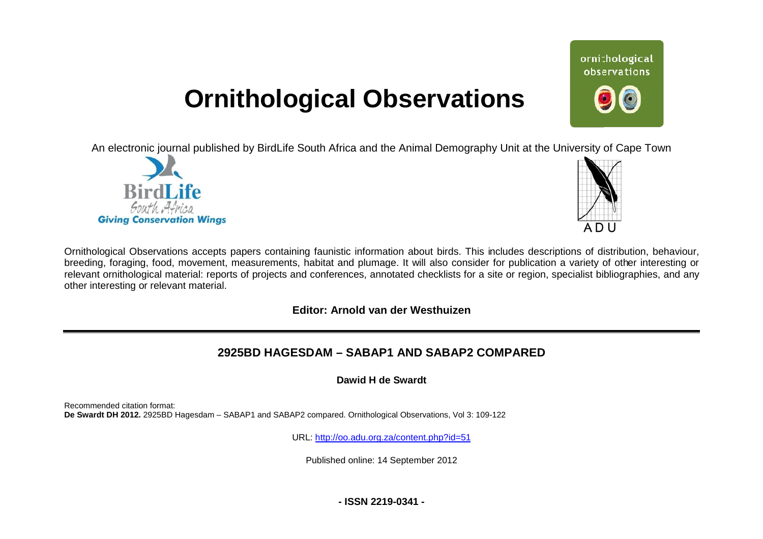# Ornithological Observations

An electronic journal published by BirdLife South Africa and the Animal Demography Unit at the University of Cape Town

Ornithological Observations accepts papers containing faunistic information about birds. This includes descriptions of distribution, behaviour, breeding, foraging, food, movement, measurements, habitat and plumage. It will also consider for publication a variety of other interesting or relevant ornithological material: reports of projects and conferences, annotated checklists for a site or region, specialist bibliographies, and any other interesting or relevant material.

**Editor: Arnold van der Westhuizen**

---

## 2925BD HAGESDAM – SABAP1 AND SABAP2 COMPARED

**Dawid H de Swardt**

Recommended citation format:
**De Swardt DH 2012.** 2925BD Hagesdam – SABAP1 and SABAP2 compared. Ornithological Observations, Vol 3: 109-122

URL: http://oo.adu.org.za/content.php?id=51

Published online: 14 September 2012

**- ISSN 2219-0341 -**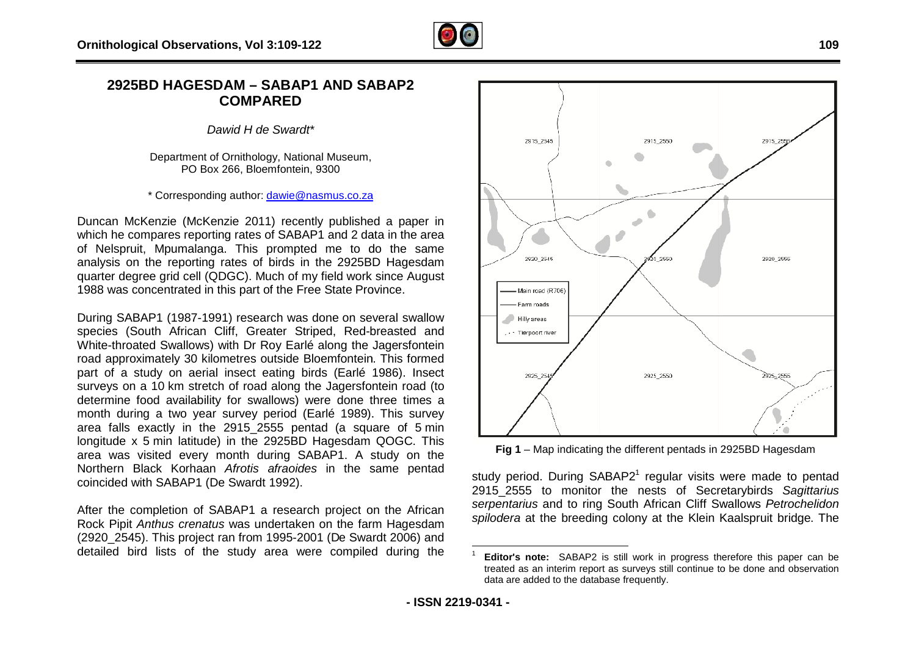# 2925BD HAGESDAM – SABAP1 AND SABAP2 COMPARED

*Dawid H de Swardt**

Department of Ornithology, National Museum,
PO Box 266, Bloemfontein, 9300

\* Corresponding author: dawie@nasmus.co.za

Duncan McKenzie (McKenzie 2011) recently published a paper in which he compares reporting rates of SABAP1 and 2 data in the area of Nelspruit, Mpumalanga. This prompted me to do the same analysis on the reporting rates of birds in the 2925BD Hagesdam quarter degree grid cell (QDGC). Much of my field work since August 1988 was concentrated in this part of the Free State Province.

During SABAP1 (1987-1991) research was done on several swallow species (South African Cliff, Greater Striped, Red-breasted and White-throated Swallows) with Dr Roy Earlé along the Jagersfontein road approximately 30 kilometres outside Bloemfontein. This formed part of a study on aerial insect eating birds (Earlé 1986). Insect surveys on a 10 km stretch of road along the Jagersfontein road (to determine food availability for swallows) were done three times a month during a two year survey period (Earlé 1989). This survey area falls exactly in the 2915_2555 pentad (a square of 5 min longitude x 5 min latitude) in the 2925BD Hagesdam QOGC. This area was visited every month during SABAP1. A study on the Northern Black Korhaan *Afrotis afraoides* in the same pentad coincided with SABAP1 (De Swardt 1992).

After the completion of SABAP1 a research project on the African Rock Pipit *Anthus crenatus* was undertaken on the farm Hagesdam (2920_2545). This project ran from 1995-2001 (De Swardt 2006) and detailed bird lists of the study area were compiled during the study period. During SABAP2[1] regular visits were made to pentad 2915_2555 to monitor the nests of Secretarybirds *Sagittarius serpentarius* and to ring South African Cliff Swallows *Petrochelidon spilodera* at the breeding colony at the Klein Kaalspruit bridge. The

**Fig 1** – Map indicating the different pentads in 2925BD Hagesdam

[1] **Editor's note:** SABAP2 is still work in progress therefore this paper can be treated as an interim report as surveys still continue to be done and observation data are added to the database frequently.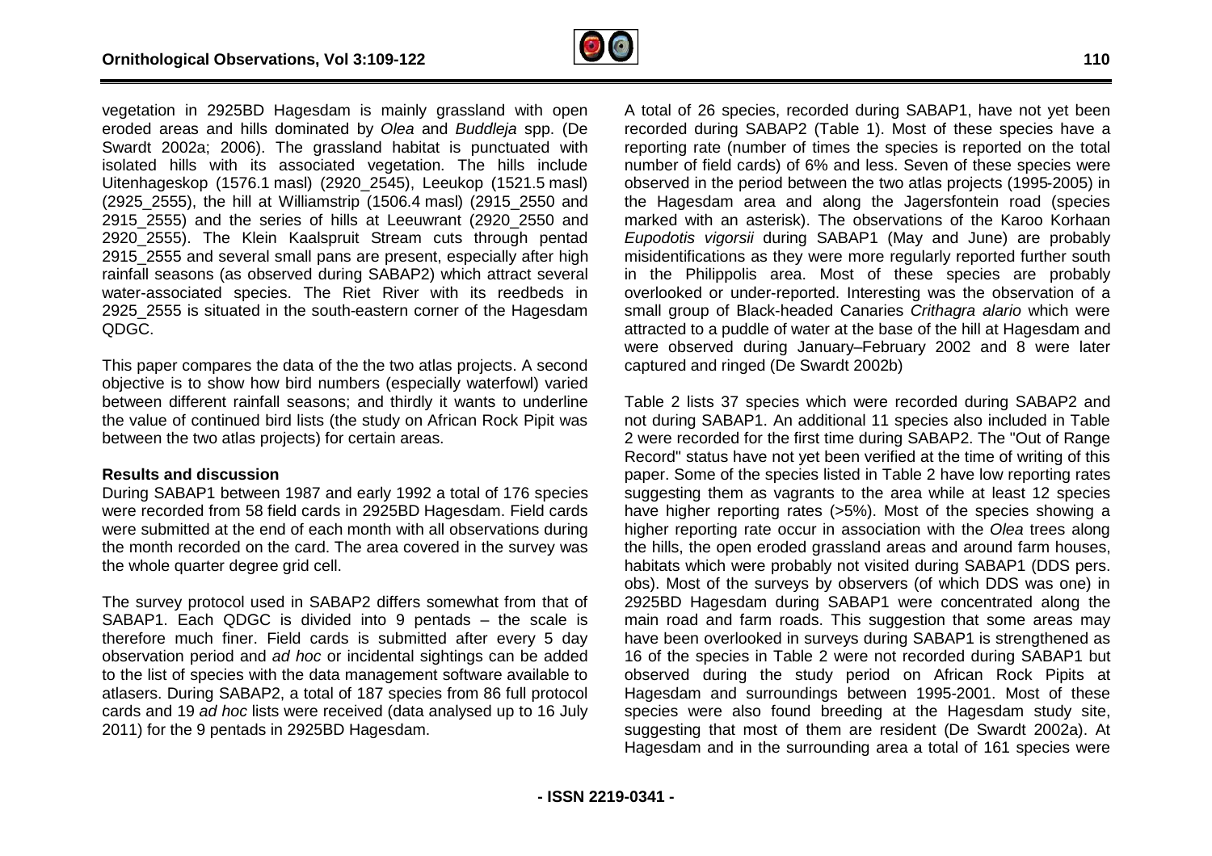vegetation in 2925BD Hagesdam is mainly grassland with open eroded areas and hills dominated by *Olea* and *Buddleja* spp. (De Swardt 2002a; 2006). The grassland habitat is punctuated with isolated hills with its associated vegetation. The hills include Uitenhageskop (1576.1 masl) (2920_2545), Leeukop (1521.5 masl) (2925_2555), the hill at Williamstrip (1506.4 masl) (2915_2550 and 2915_2555) and the series of hills at Leeuwrant (2920_2550 and 2920_2555). The Klein Kaalspruit Stream cuts through pentad 2915_2555 and several small pans are present, especially after high rainfall seasons (as observed during SABAP2) which attract several water-associated species. The Riet River with its reedbeds in 2925_2555 is situated in the south-eastern corner of the Hagesdam QDGC.

This paper compares the data of the the two atlas projects. A second objective is to show how bird numbers (especially waterfowl) varied between different rainfall seasons; and thirdly it wants to underline the value of continued bird lists (the study on African Rock Pipit was between the two atlas projects) for certain areas.

**Results and discussion**

During SABAP1 between 1987 and early 1992 a total of 176 species were recorded from 58 field cards in 2925BD Hagesdam. Field cards were submitted at the end of each month with all observations during the month recorded on the card. The area covered in the survey was the whole quarter degree grid cell.

The survey protocol used in SABAP2 differs somewhat from that of SABAP1. Each QDGC is divided into 9 pentads – the scale is therefore much finer. Field cards is submitted after every 5 day observation period and *ad hoc* or incidental sightings can be added to the list of species with the data management software available to atlasers. During SABAP2, a total of 187 species from 86 full protocol cards and 19 *ad hoc* lists were received (data analysed up to 16 July 2011) for the 9 pentads in 2925BD Hagesdam.

A total of 26 species, recorded during SABAP1, have not yet been recorded during SABAP2 (Table 1). Most of these species have a reporting rate (number of times the species is reported on the total number of field cards) of 6% and less. Seven of these species were observed in the period between the two atlas projects (1995-2005) in the Hagesdam area and along the Jagersfontein road (species marked with an asterisk). The observations of the Karoo Korhaan *Eupodotis vigorsii* during SABAP1 (May and June) are probably misidentifications as they were more regularly reported further south in the Philippolis area. Most of these species are probably overlooked or under-reported. Interesting was the observation of a small group of Black-headed Canaries *Crithagra alario* which were attracted to a puddle of water at the base of the hill at Hagesdam and were observed during January–February 2002 and 8 were later captured and ringed (De Swardt 2002b)

Table 2 lists 37 species which were recorded during SABAP2 and not during SABAP1. An additional 11 species also included in Table 2 were recorded for the first time during SABAP2. The "Out of Range Record" status have not yet been verified at the time of writing of this paper. Some of the species listed in Table 2 have low reporting rates suggesting them as vagrants to the area while at least 12 species have higher reporting rates (>5%). Most of the species showing a higher reporting rate occur in association with the *Olea* trees along the hills, the open eroded grassland areas and around farm houses, habitats which were probably not visited during SABAP1 (DDS pers. obs). Most of the surveys by observers (of which DDS was one) in 2925BD Hagesdam during SABAP1 were concentrated along the main road and farm roads. This suggestion that some areas may have been overlooked in surveys during SABAP1 is strengthened as 16 of the species in Table 2 were not recorded during SABAP1 but observed during the study period on African Rock Pipits at Hagesdam and surroundings between 1995-2001. Most of these species were also found breeding at the Hagesdam study site, suggesting that most of them are resident (De Swardt 2002a). At Hagesdam and in the surrounding area a total of 161 species were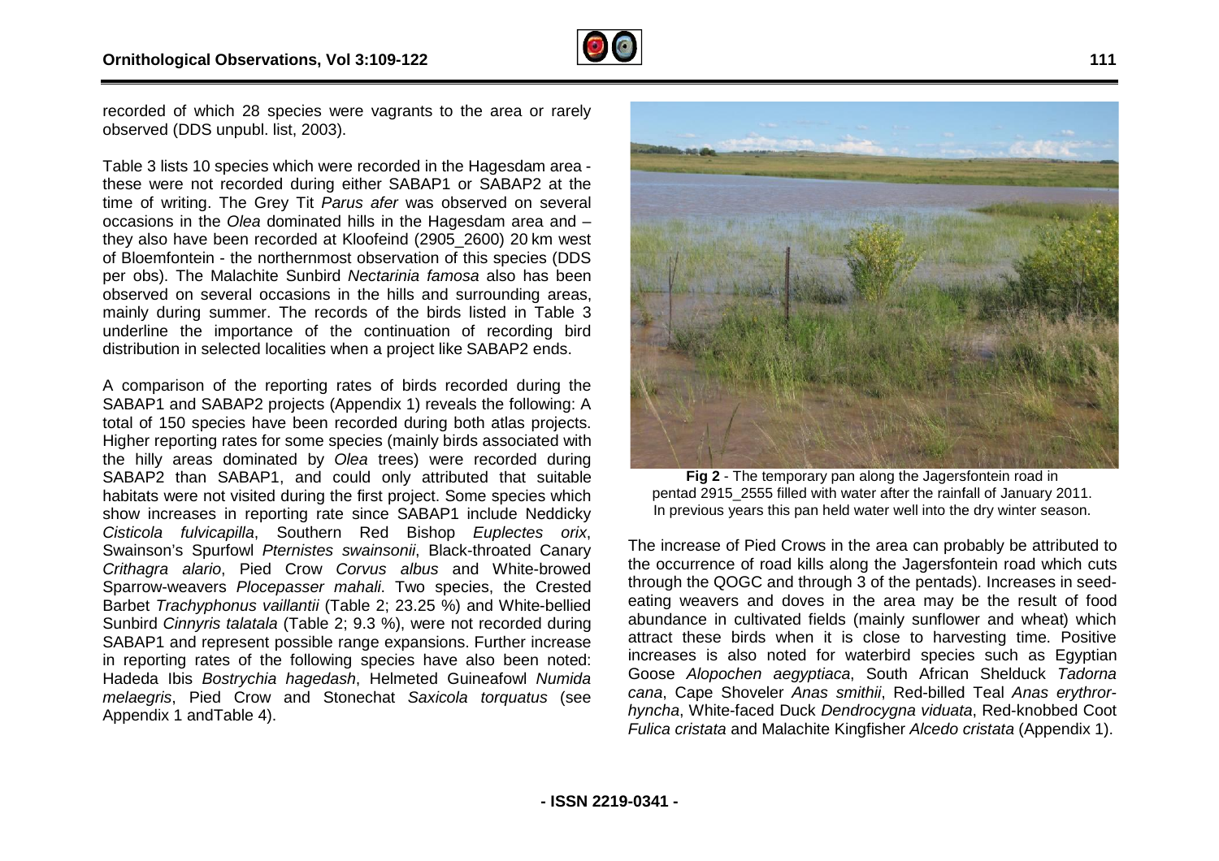recorded of which 28 species were vagrants to the area or rarely observed (DDS unpubl. list, 2003).

Table 3 lists 10 species which were recorded in the Hagesdam area - these were not recorded during either SABAP1 or SABAP2 at the time of writing. The Grey Tit *Parus afer* was observed on several occasions in the *Olea* dominated hills in the Hagesdam area and – they also have been recorded at Kloofeind (2905_2600) 20 km west of Bloemfontein - the northernmost observation of this species (DDS per obs). The Malachite Sunbird *Nectarinia famosa* also has been observed on several occasions in the hills and surrounding areas, mainly during summer. The records of the birds listed in Table 3 underline the importance of the continuation of recording bird distribution in selected localities when a project like SABAP2 ends.

A comparison of the reporting rates of birds recorded during the SABAP1 and SABAP2 projects (Appendix 1) reveals the following: A total of 150 species have been recorded during both atlas projects. Higher reporting rates for some species (mainly birds associated with the hilly areas dominated by *Olea* trees) were recorded during SABAP2 than SABAP1, and could only attributed that suitable habitats were not visited during the first project. Some species which show increases in reporting rate since SABAP1 include Neddicky *Cisticola fulvicapilla*, Southern Red Bishop *Euplectes orix*, Swainson's Spurfowl *Pternistes swainsonii*, Black-throated Canary *Crithagra alario*, Pied Crow *Corvus albus* and White-browed Sparrow-weavers *Plocepasser mahali*. Two species, the Crested Barbet *Trachyphonus vaillantii* (Table 2; 23.25 %) and White-bellied Sunbird *Cinnyris talatala* (Table 2; 9.3 %), were not recorded during SABAP1 and represent possible range expansions. Further increase in reporting rates of the following species have also been noted: Hadeda Ibis *Bostrychia hagedash*, Helmeted Guineafowl *Numida melaegris*, Pied Crow and Stonechat *Saxicola torquatus* (see Appendix 1 andTable 4).

**Fig 2** - The temporary pan along the Jagersfontein road in pentad 2915_2555 filled with water after the rainfall of January 2011. In previous years this pan held water well into the dry winter season.

The increase of Pied Crows in the area can probably be attributed to the occurrence of road kills along the Jagersfontein road which cuts through the QOGC and through 3 of the pentads). Increases in seed-eating weavers and doves in the area may be the result of food abundance in cultivated fields (mainly sunflower and wheat) which attract these birds when it is close to harvesting time. Positive increases is also noted for waterbird species such as Egyptian Goose *Alopochen aegyptiaca*, South African Shelduck *Tadorna cana*, Cape Shoveler *Anas smithii*, Red-billed Teal *Anas erythrorhyncha*, White-faced Duck *Dendrocygna viduata*, Red-knobbed Coot *Fulica cristata* and Malachite Kingfisher *Alcedo cristata* (Appendix 1).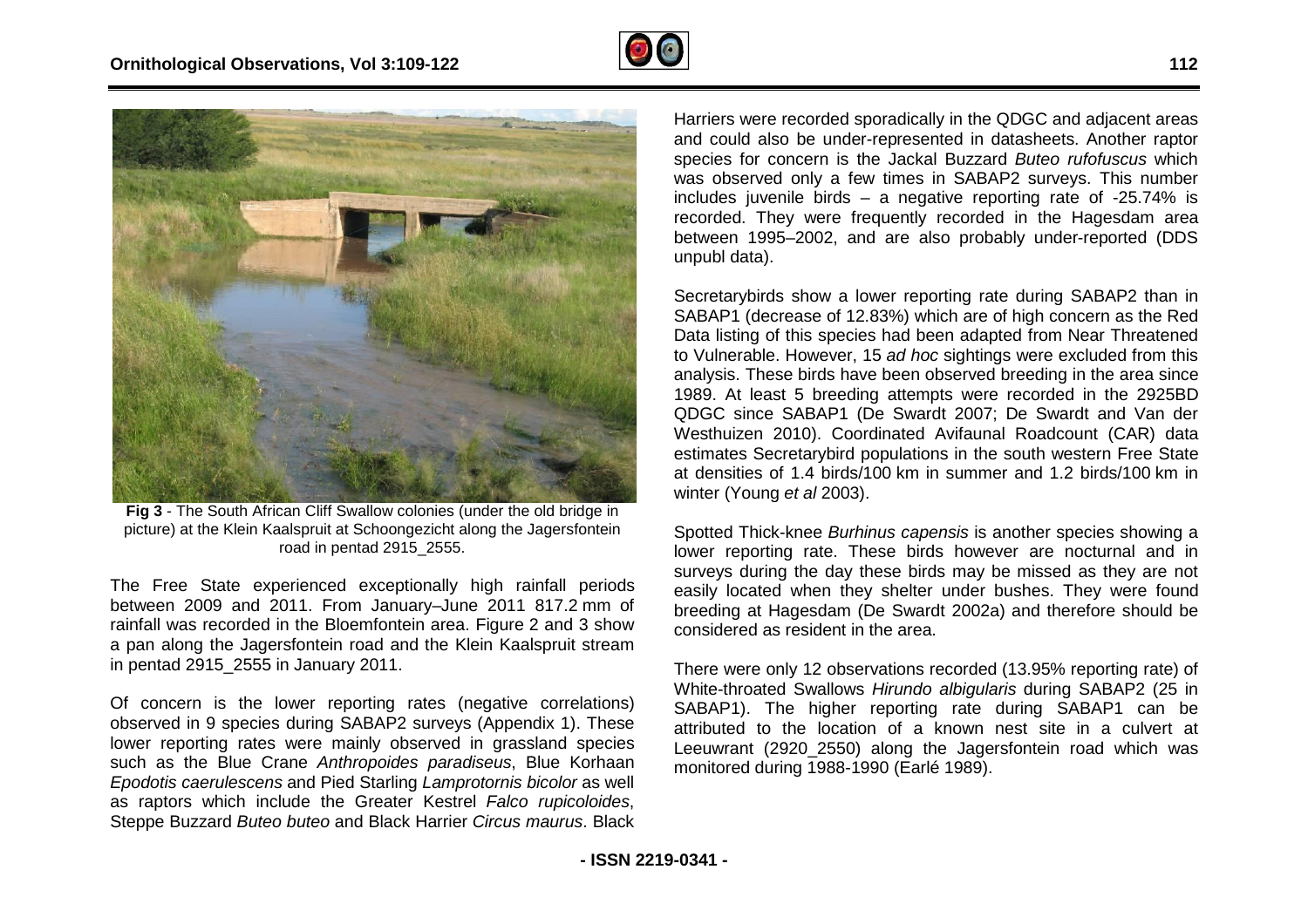**Fig 3** - The South African Cliff Swallow colonies (under the old bridge in picture) at the Klein Kaalspruit at Schoongezicht along the Jagersfontein road in pentad 2915_2555.

The Free State experienced exceptionally high rainfall periods between 2009 and 2011. From January–June 2011 817.2 mm of rainfall was recorded in the Bloemfontein area. Figure 2 and 3 show a pan along the Jagersfontein road and the Klein Kaalspruit stream in pentad 2915_2555 in January 2011.

Of concern is the lower reporting rates (negative correlations) observed in 9 species during SABAP2 surveys (Appendix 1). These lower reporting rates were mainly observed in grassland species such as the Blue Crane *Anthropoides paradiseus*, Blue Korhaan *Epodotis caerulescens* and Pied Starling *Lamprotornis bicolor* as well as raptors which include the Greater Kestrel *Falco rupicoloides*, Steppe Buzzard *Buteo buteo* and Black Harrier *Circus maurus*. Black Harriers were recorded sporadically in the QDGC and adjacent areas and could also be under-represented in datasheets. Another raptor species for concern is the Jackal Buzzard *Buteo rufofuscus* which was observed only a few times in SABAP2 surveys. This number includes juvenile birds – a negative reporting rate of -25.74% is recorded. They were frequently recorded in the Hagesdam area between 1995–2002, and are also probably under-reported (DDS unpubl data).

Secretarybirds show a lower reporting rate during SABAP2 than in SABAP1 (decrease of 12.83%) which are of high concern as the Red Data listing of this species had been adapted from Near Threatened to Vulnerable. However, 15 *ad hoc* sightings were excluded from this analysis. These birds have been observed breeding in the area since 1989. At least 5 breeding attempts were recorded in the 2925BD QDGC since SABAP1 (De Swardt 2007; De Swardt and Van der Westhuizen 2010). Coordinated Avifaunal Roadcount (CAR) data estimates Secretarybird populations in the south western Free State at densities of 1.4 birds/100 km in summer and 1.2 birds/100 km in winter (Young *et al* 2003).

Spotted Thick-knee *Burhinus capensis* is another species showing a lower reporting rate. These birds however are nocturnal and in surveys during the day these birds may be missed as they are not easily located when they shelter under bushes. They were found breeding at Hagesdam (De Swardt 2002a) and therefore should be considered as resident in the area.

There were only 12 observations recorded (13.95% reporting rate) of White-throated Swallows *Hirundo albigularis* during SABAP2 (25 in SABAP1). The higher reporting rate during SABAP1 can be attributed to the location of a known nest site in a culvert at Leeuwrant (2920_2550) along the Jagersfontein road which was monitored during 1988-1990 (Earlé 1989).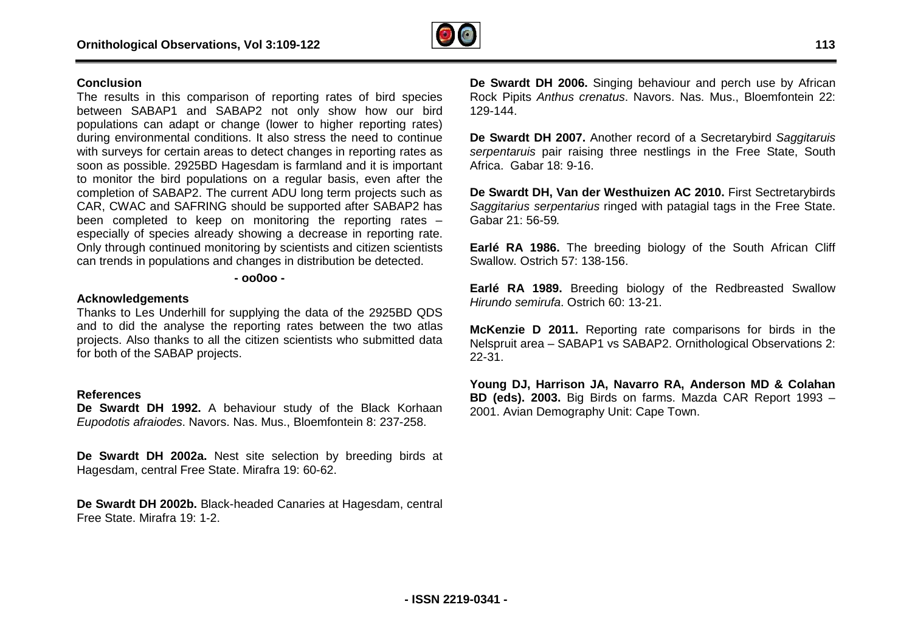## Conclusion

The results in this comparison of reporting rates of bird species between SABAP1 and SABAP2 not only show how our bird populations can adapt or change (lower to higher reporting rates) during environmental conditions. It also stress the need to continue with surveys for certain areas to detect changes in reporting rates as soon as possible. 2925BD Hagesdam is farmland and it is important to monitor the bird populations on a regular basis, even after the completion of SABAP2. The current ADU long term projects such as CAR, CWAC and SAFRING should be supported after SABAP2 has been completed to keep on monitoring the reporting rates – especially of species already showing a decrease in reporting rate. Only through continued monitoring by scientists and citizen scientists can trends in populations and changes in distribution be detected.

**- oo0oo -**

## Acknowledgements

Thanks to Les Underhill for supplying the data of the 2925BD QDS and to did the analyse the reporting rates between the two atlas projects. Also thanks to all the citizen scientists who submitted data for both of the SABAP projects.

## References

**De Swardt DH 1992.** A behaviour study of the Black Korhaan *Eupodotis afraiodes*. Navors. Nas. Mus., Bloemfontein 8: 237-258.

**De Swardt DH 2002a.** Nest site selection by breeding birds at Hagesdam, central Free State. Mirafra 19: 60-62.

**De Swardt DH 2002b.** Black-headed Canaries at Hagesdam, central Free State. Mirafra 19: 1-2.

**De Swardt DH 2006.** Singing behaviour and perch use by African Rock Pipits *Anthus crenatus*. Navors. Nas. Mus., Bloemfontein 22: 129-144.

**De Swardt DH 2007.** Another record of a Secretarybird *Saggitaruis serpentaruis* pair raising three nestlings in the Free State, South Africa. Gabar 18: 9-16.

**De Swardt DH, Van der Westhuizen AC 2010.** First Sectretarybirds *Saggitarius serpentarius* ringed with patagial tags in the Free State. Gabar 21: 56-59*.*

**Earlé RA 1986.** The breeding biology of the South African Cliff Swallow. Ostrich 57: 138-156.

**Earlé RA 1989.** Breeding biology of the Redbreasted Swallow *Hirundo semirufa*. Ostrich 60: 13-21.

**McKenzie D 2011.** Reporting rate comparisons for birds in the Nelspruit area – SABAP1 vs SABAP2. Ornithological Observations 2: 22-31.

**Young DJ, Harrison JA, Navarro RA, Anderson MD & Colahan BD (eds). 2003.** Big Birds on farms. Mazda CAR Report 1993 – 2001. Avian Demography Unit: Cape Town.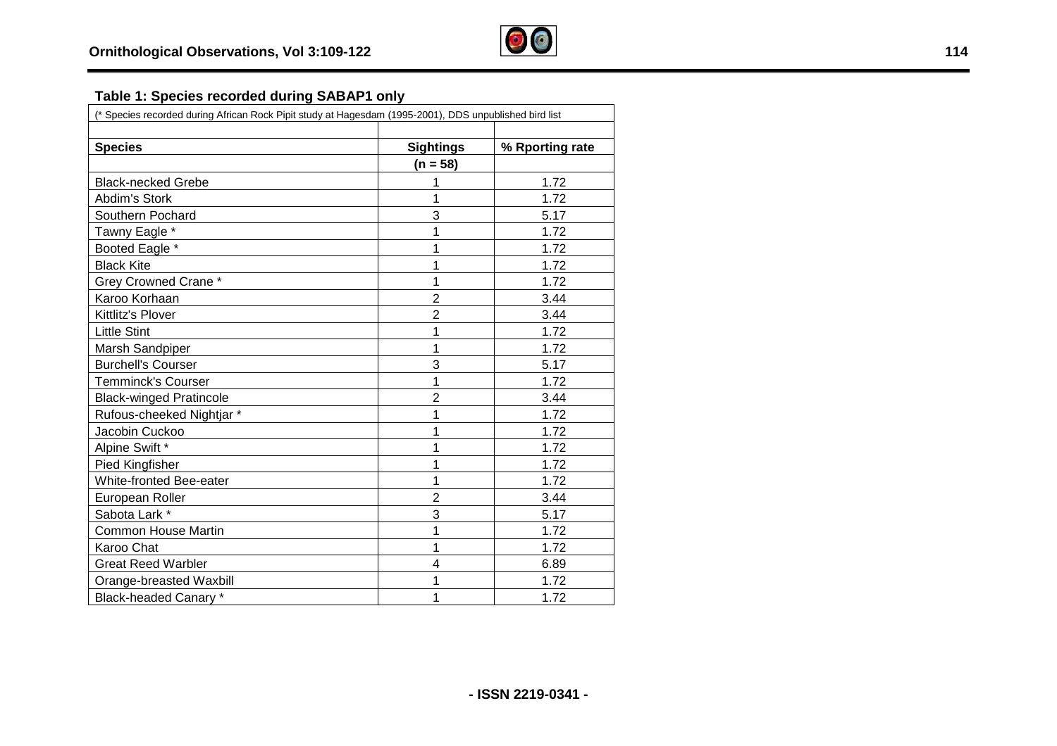**Table 1: Species recorded during SABAP1 only**

(* Species recorded during African Rock Pipit study at Hagesdam (1995-2001), DDS unpublished bird list

| Species | Sightings (n = 58) | % Rporting rate |
|---|---|---|
| Black-necked Grebe | 1 | 1.72 |
| Abdim's Stork | 1 | 1.72 |
| Southern Pochard | 3 | 5.17 |
| Tawny Eagle * | 1 | 1.72 |
| Booted Eagle * | 1 | 1.72 |
| Black Kite | 1 | 1.72 |
| Grey Crowned Crane * | 1 | 1.72 |
| Karoo Korhaan | 2 | 3.44 |
| Kittlitz's Plover | 2 | 3.44 |
| Little Stint | 1 | 1.72 |
| Marsh Sandpiper | 1 | 1.72 |
| Burchell's Courser | 3 | 5.17 |
| Temminck's Courser | 1 | 1.72 |
| Black-winged Pratincole | 2 | 3.44 |
| Rufous-cheeked Nightjar * | 1 | 1.72 |
| Jacobin Cuckoo | 1 | 1.72 |
| Alpine Swift * | 1 | 1.72 |
| Pied Kingfisher | 1 | 1.72 |
| White-fronted Bee-eater | 1 | 1.72 |
| European Roller | 2 | 3.44 |
| Sabota Lark * | 3 | 5.17 |
| Common House Martin | 1 | 1.72 |
| Karoo Chat | 1 | 1.72 |
| Great Reed Warbler | 4 | 6.89 |
| Orange-breasted Waxbill | 1 | 1.72 |
| Black-headed Canary * | 1 | 1.72 |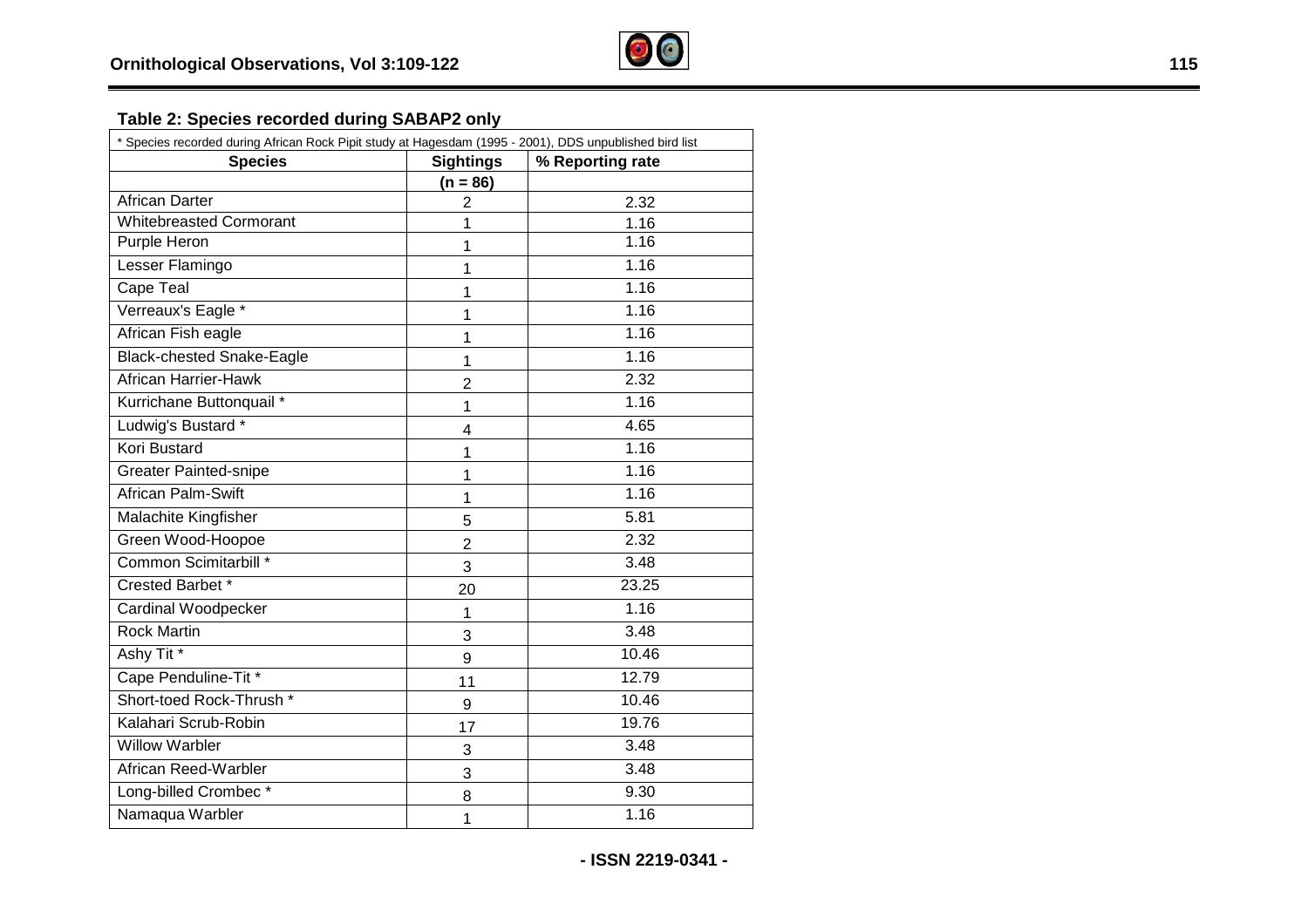**Table 2: Species recorded during SABAP2 only**

\* Species recorded during African Rock Pipit study at Hagesdam (1995 - 2001), DDS unpublished bird list

| Species | Sightings | % Reporting rate |
|---|---|---|
| | (n = 86) | |
| African Darter | 2 | 2.32 |
| Whitebreasted Cormorant | 1 | 1.16 |
| Purple Heron | 1 | 1.16 |
| Lesser Flamingo | 1 | 1.16 |
| Cape Teal | 1 | 1.16 |
| Verreaux's Eagle * | 1 | 1.16 |
| African Fish eagle | 1 | 1.16 |
| Black-chested Snake-Eagle | 1 | 1.16 |
| African Harrier-Hawk | 2 | 2.32 |
| Kurrichane Buttonquail * | 1 | 1.16 |
| Ludwig's Bustard * | 4 | 4.65 |
| Kori Bustard | 1 | 1.16 |
| Greater Painted-snipe | 1 | 1.16 |
| African Palm-Swift | 1 | 1.16 |
| Malachite Kingfisher | 5 | 5.81 |
| Green Wood-Hoopoe | 2 | 2.32 |
| Common Scimitarbill * | 3 | 3.48 |
| Crested Barbet * | 20 | 23.25 |
| Cardinal Woodpecker | 1 | 1.16 |
| Rock Martin | 3 | 3.48 |
| Ashy Tit * | 9 | 10.46 |
| Cape Penduline-Tit * | 11 | 12.79 |
| Short-toed Rock-Thrush * | 9 | 10.46 |
| Kalahari Scrub-Robin | 17 | 19.76 |
| Willow Warbler | 3 | 3.48 |
| African Reed-Warbler | 3 | 3.48 |
| Long-billed Crombec * | 8 | 9.30 |
| Namaqua Warbler | 1 | 1.16 |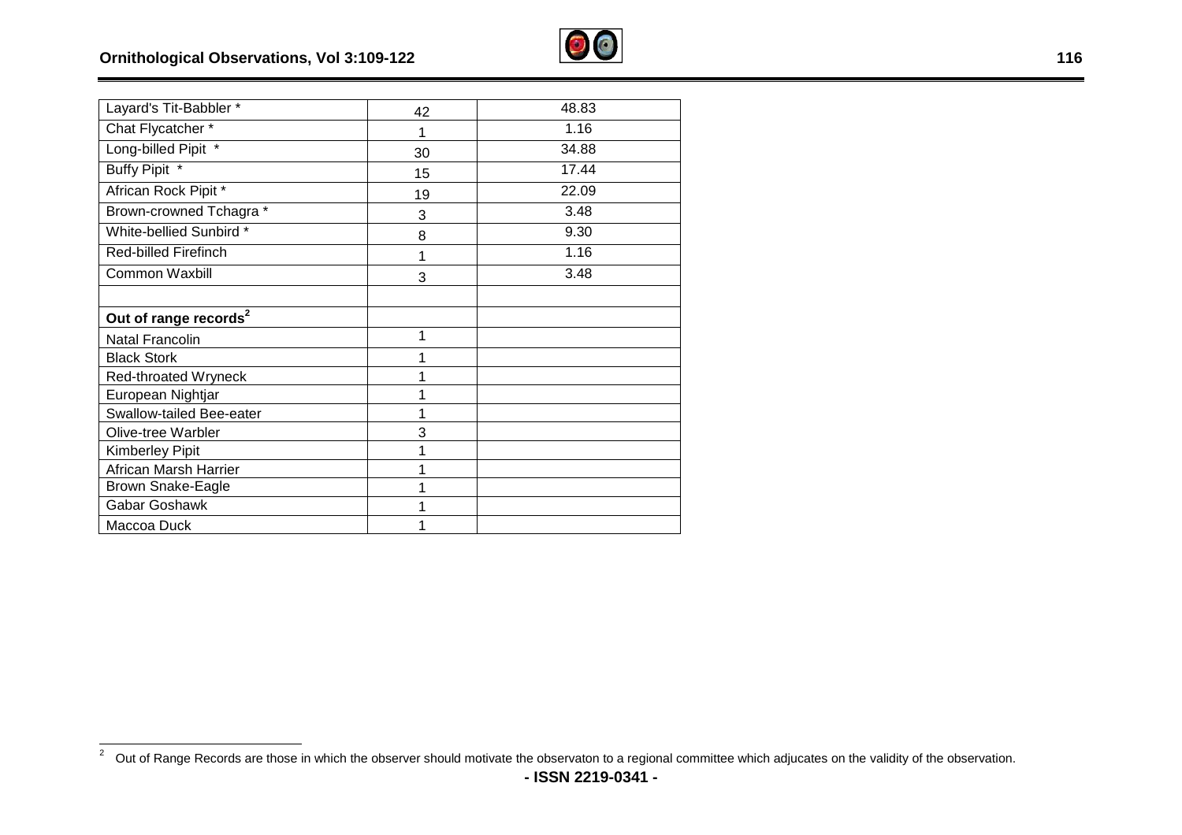| | | |
|---|---|---|
| Layard's Tit-Babbler * | 42 | 48.83 |
| Chat Flycatcher * | 1 | 1.16 |
| Long-billed Pipit * | 30 | 34.88 |
| Buffy Pipit * | 15 | 17.44 |
| African Rock Pipit * | 19 | 22.09 |
| Brown-crowned Tchagra * | 3 | 3.48 |
| White-bellied Sunbird * | 8 | 9.30 |
| Red-billed Firefinch | 1 | 1.16 |
| Common Waxbill | 3 | 3.48 |
| | | |
| **Out of range records[2]** | | |
| Natal Francolin | 1 | |
| Black Stork | 1 | |
| Red-throated Wryneck | 1 | |
| European Nightjar | 1 | |
| Swallow-tailed Bee-eater | 1 | |
| Olive-tree Warbler | 3 | |
| Kimberley Pipit | 1 | |
| African Marsh Harrier | 1 | |
| Brown Snake-Eagle | 1 | |
| Gabar Goshawk | 1 | |
| Maccoa Duck | 1 | |

[2] Out of Range Records are those in which the observer should motivate the observaton to a regional committee which adjucates on the validity of the observation.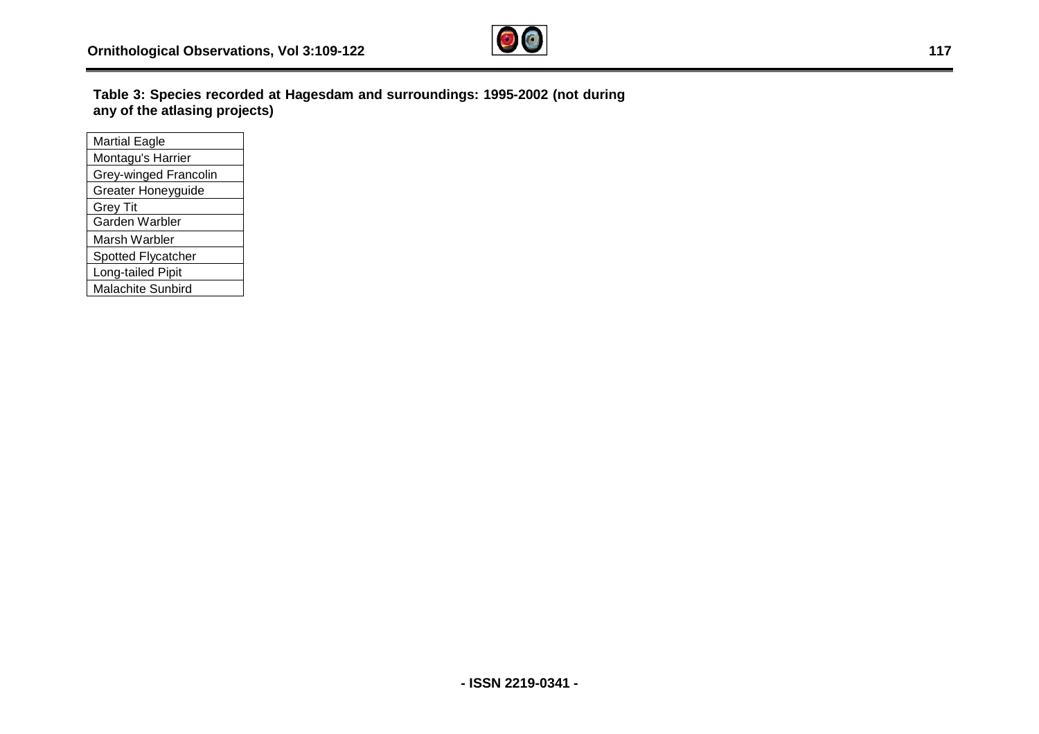**Table 3: Species recorded at Hagesdam and surroundings: 1995-2002 (not during any of the atlasing projects)**

| Species |
|---|
| Martial Eagle |
| Montagu's Harrier |
| Grey-winged Francolin |
| Greater Honeyguide |
| Grey Tit |
| Garden Warbler |
| Marsh Warbler |
| Spotted Flycatcher |
| Long-tailed Pipit |
| Malachite Sunbird |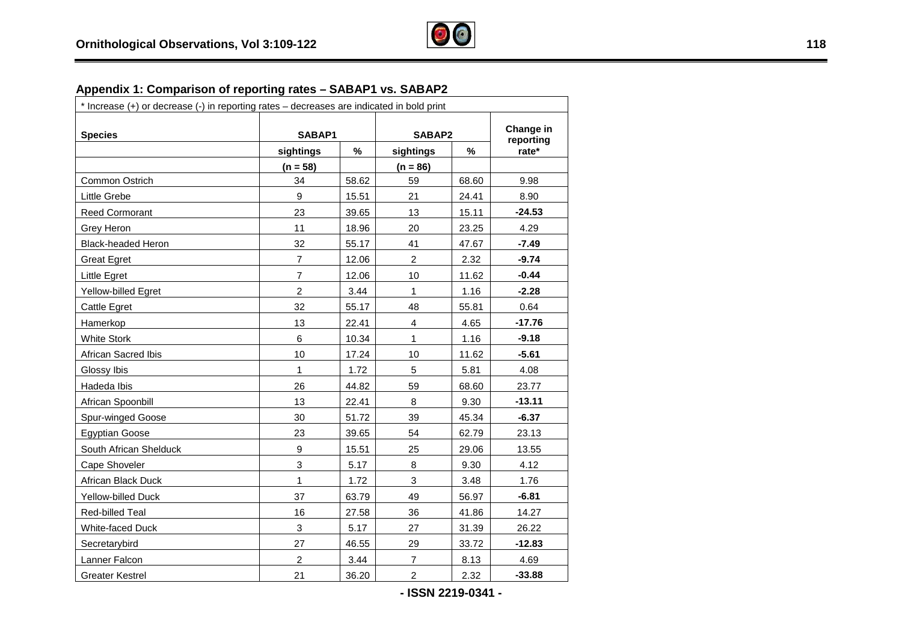## Appendix 1: Comparison of reporting rates – SABAP1 vs. SABAP2

| * Increase (+) or decrease (-) in reporting rates – decreases are indicated in bold print | | | | | |
|---|---|---|---|---|---|
| **Species** | **SABAP1** | | **SABAP2** | | **Change in reporting rate*** |
| | **sightings** | **%** | **sightings** | **%** | |
| | **(n = 58)** | | **(n = 86)** | | |
| Common Ostrich | 34 | 58.62 | 59 | 68.60 | 9.98 |
| Little Grebe | 9 | 15.51 | 21 | 24.41 | 8.90 |
| Reed Cormorant | 23 | 39.65 | 13 | 15.11 | **-24.53** |
| Grey Heron | 11 | 18.96 | 20 | 23.25 | 4.29 |
| Black-headed Heron | 32 | 55.17 | 41 | 47.67 | **-7.49** |
| Great Egret | 7 | 12.06 | 2 | 2.32 | **-9.74** |
| Little Egret | 7 | 12.06 | 10 | 11.62 | **-0.44** |
| Yellow-billed Egret | 2 | 3.44 | 1 | 1.16 | **-2.28** |
| Cattle Egret | 32 | 55.17 | 48 | 55.81 | 0.64 |
| Hamerkop | 13 | 22.41 | 4 | 4.65 | **-17.76** |
| White Stork | 6 | 10.34 | 1 | 1.16 | **-9.18** |
| African Sacred Ibis | 10 | 17.24 | 10 | 11.62 | **-5.61** |
| Glossy Ibis | 1 | 1.72 | 5 | 5.81 | 4.08 |
| Hadeda Ibis | 26 | 44.82 | 59 | 68.60 | 23.77 |
| African Spoonbill | 13 | 22.41 | 8 | 9.30 | **-13.11** |
| Spur-winged Goose | 30 | 51.72 | 39 | 45.34 | **-6.37** |
| Egyptian Goose | 23 | 39.65 | 54 | 62.79 | 23.13 |
| South African Shelduck | 9 | 15.51 | 25 | 29.06 | 13.55 |
| Cape Shoveler | 3 | 5.17 | 8 | 9.30 | 4.12 |
| African Black Duck | 1 | 1.72 | 3 | 3.48 | 1.76 |
| Yellow-billed Duck | 37 | 63.79 | 49 | 56.97 | **-6.81** |
| Red-billed Teal | 16 | 27.58 | 36 | 41.86 | 14.27 |
| White-faced Duck | 3 | 5.17 | 27 | 31.39 | 26.22 |
| Secretarybird | 27 | 46.55 | 29 | 33.72 | **-12.83** |
| Lanner Falcon | 2 | 3.44 | 7 | 8.13 | 4.69 |
| Greater Kestrel | 21 | 36.20 | 2 | 2.32 | **-33.88** |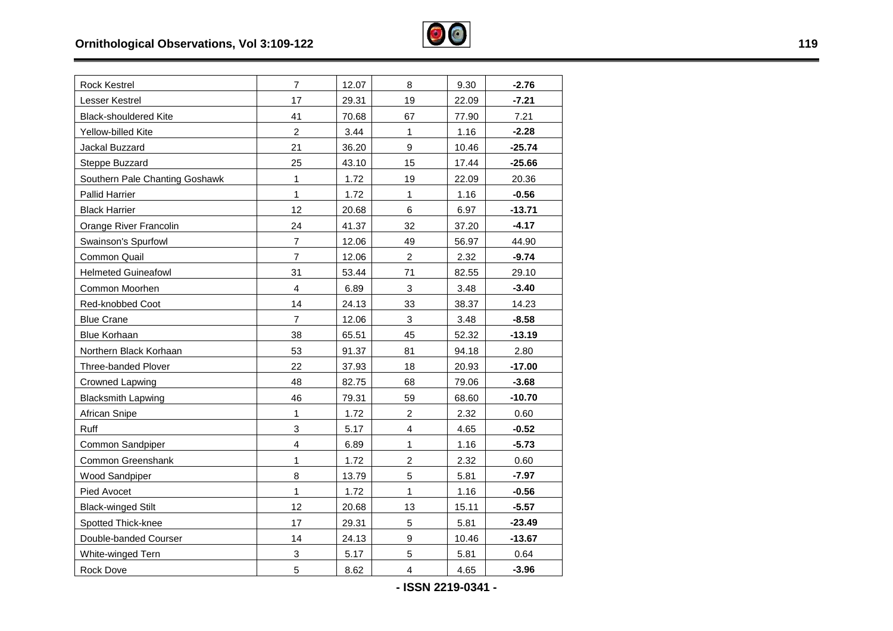| | | | | | |
|---|---|---|---|---|---|
| Rock Kestrel | 7 | 12.07 | 8 | 9.30 | **-2.76** |
| Lesser Kestrel | 17 | 29.31 | 19 | 22.09 | **-7.21** |
| Black-shouldered Kite | 41 | 70.68 | 67 | 77.90 | 7.21 |
| Yellow-billed Kite | 2 | 3.44 | 1 | 1.16 | **-2.28** |
| Jackal Buzzard | 21 | 36.20 | 9 | 10.46 | **-25.74** |
| Steppe Buzzard | 25 | 43.10 | 15 | 17.44 | **-25.66** |
| Southern Pale Chanting Goshawk | 1 | 1.72 | 19 | 22.09 | 20.36 |
| Pallid Harrier | 1 | 1.72 | 1 | 1.16 | **-0.56** |
| Black Harrier | 12 | 20.68 | 6 | 6.97 | **-13.71** |
| Orange River Francolin | 24 | 41.37 | 32 | 37.20 | **-4.17** |
| Swainson's Spurfowl | 7 | 12.06 | 49 | 56.97 | 44.90 |
| Common Quail | 7 | 12.06 | 2 | 2.32 | **-9.74** |
| Helmeted Guineafowl | 31 | 53.44 | 71 | 82.55 | 29.10 |
| Common Moorhen | 4 | 6.89 | 3 | 3.48 | **-3.40** |
| Red-knobbed Coot | 14 | 24.13 | 33 | 38.37 | 14.23 |
| Blue Crane | 7 | 12.06 | 3 | 3.48 | **-8.58** |
| Blue Korhaan | 38 | 65.51 | 45 | 52.32 | **-13.19** |
| Northern Black Korhaan | 53 | 91.37 | 81 | 94.18 | 2.80 |
| Three-banded Plover | 22 | 37.93 | 18 | 20.93 | **-17.00** |
| Crowned Lapwing | 48 | 82.75 | 68 | 79.06 | **-3.68** |
| Blacksmith Lapwing | 46 | 79.31 | 59 | 68.60 | **-10.70** |
| African Snipe | 1 | 1.72 | 2 | 2.32 | 0.60 |
| Ruff | 3 | 5.17 | 4 | 4.65 | **-0.52** |
| Common Sandpiper | 4 | 6.89 | 1 | 1.16 | **-5.73** |
| Common Greenshank | 1 | 1.72 | 2 | 2.32 | 0.60 |
| Wood Sandpiper | 8 | 13.79 | 5 | 5.81 | **-7.97** |
| Pied Avocet | 1 | 1.72 | 1 | 1.16 | **-0.56** |
| Black-winged Stilt | 12 | 20.68 | 13 | 15.11 | **-5.57** |
| Spotted Thick-knee | 17 | 29.31 | 5 | 5.81 | **-23.49** |
| Double-banded Courser | 14 | 24.13 | 9 | 10.46 | **-13.67** |
| White-winged Tern | 3 | 5.17 | 5 | 5.81 | 0.64 |
| Rock Dove | 5 | 8.62 | 4 | 4.65 | **-3.96** |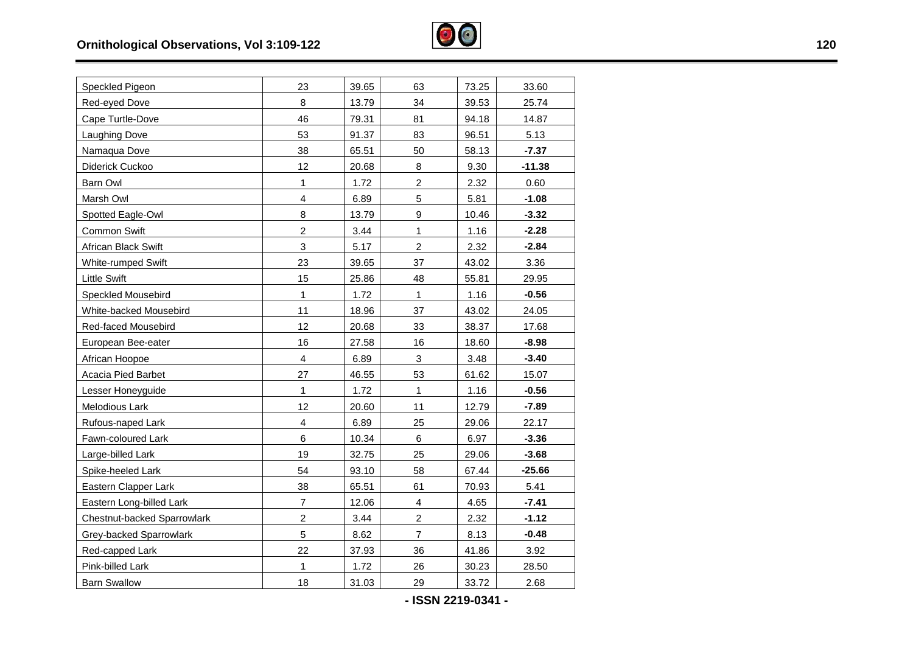| | | | | | |
|---|---|---|---|---|---|
| Speckled Pigeon | 23 | 39.65 | 63 | 73.25 | 33.60 |
| Red-eyed Dove | 8 | 13.79 | 34 | 39.53 | 25.74 |
| Cape Turtle-Dove | 46 | 79.31 | 81 | 94.18 | 14.87 |
| Laughing Dove | 53 | 91.37 | 83 | 96.51 | 5.13 |
| Namaqua Dove | 38 | 65.51 | 50 | 58.13 | **-7.37** |
| Diderick Cuckoo | 12 | 20.68 | 8 | 9.30 | **-11.38** |
| Barn Owl | 1 | 1.72 | 2 | 2.32 | 0.60 |
| Marsh Owl | 4 | 6.89 | 5 | 5.81 | **-1.08** |
| Spotted Eagle-Owl | 8 | 13.79 | 9 | 10.46 | **-3.32** |
| Common Swift | 2 | 3.44 | 1 | 1.16 | **-2.28** |
| African Black Swift | 3 | 5.17 | 2 | 2.32 | **-2.84** |
| White-rumped Swift | 23 | 39.65 | 37 | 43.02 | 3.36 |
| Little Swift | 15 | 25.86 | 48 | 55.81 | 29.95 |
| Speckled Mousebird | 1 | 1.72 | 1 | 1.16 | **-0.56** |
| White-backed Mousebird | 11 | 18.96 | 37 | 43.02 | 24.05 |
| Red-faced Mousebird | 12 | 20.68 | 33 | 38.37 | 17.68 |
| European Bee-eater | 16 | 27.58 | 16 | 18.60 | **-8.98** |
| African Hoopoe | 4 | 6.89 | 3 | 3.48 | **-3.40** |
| Acacia Pied Barbet | 27 | 46.55 | 53 | 61.62 | 15.07 |
| Lesser Honeyguide | 1 | 1.72 | 1 | 1.16 | **-0.56** |
| Melodious Lark | 12 | 20.60 | 11 | 12.79 | **-7.89** |
| Rufous-naped Lark | 4 | 6.89 | 25 | 29.06 | 22.17 |
| Fawn-coloured Lark | 6 | 10.34 | 6 | 6.97 | **-3.36** |
| Large-billed Lark | 19 | 32.75 | 25 | 29.06 | **-3.68** |
| Spike-heeled Lark | 54 | 93.10 | 58 | 67.44 | **-25.66** |
| Eastern Clapper Lark | 38 | 65.51 | 61 | 70.93 | 5.41 |
| Eastern Long-billed Lark | 7 | 12.06 | 4 | 4.65 | **-7.41** |
| Chestnut-backed Sparrowlark | 2 | 3.44 | 2 | 2.32 | **-1.12** |
| Grey-backed Sparrowlark | 5 | 8.62 | 7 | 8.13 | **-0.48** |
| Red-capped Lark | 22 | 37.93 | 36 | 41.86 | 3.92 |
| Pink-billed Lark | 1 | 1.72 | 26 | 30.23 | 28.50 |
| Barn Swallow | 18 | 31.03 | 29 | 33.72 | 2.68 |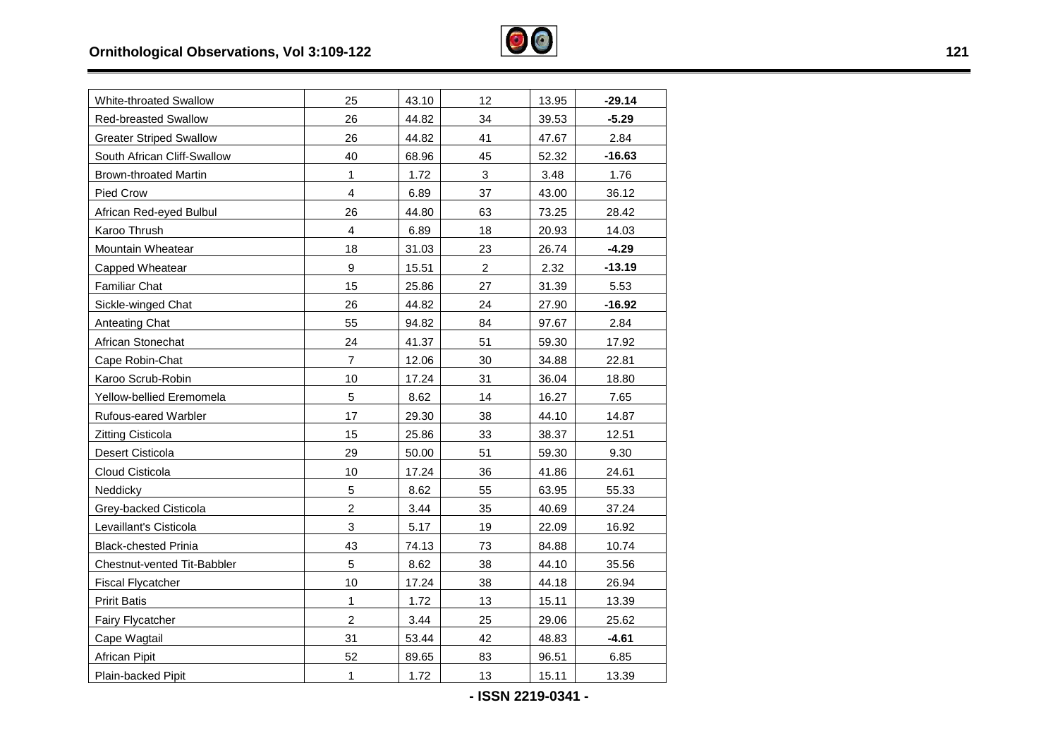| | | | | | |
|---|---|---|---|---|---|
| White-throated Swallow | 25 | 43.10 | 12 | 13.95 | **-29.14** |
| Red-breasted Swallow | 26 | 44.82 | 34 | 39.53 | **-5.29** |
| Greater Striped Swallow | 26 | 44.82 | 41 | 47.67 | 2.84 |
| South African Cliff-Swallow | 40 | 68.96 | 45 | 52.32 | **-16.63** |
| Brown-throated Martin | 1 | 1.72 | 3 | 3.48 | 1.76 |
| Pied Crow | 4 | 6.89 | 37 | 43.00 | 36.12 |
| African Red-eyed Bulbul | 26 | 44.80 | 63 | 73.25 | 28.42 |
| Karoo Thrush | 4 | 6.89 | 18 | 20.93 | 14.03 |
| Mountain Wheatear | 18 | 31.03 | 23 | 26.74 | **-4.29** |
| Capped Wheatear | 9 | 15.51 | 2 | 2.32 | **-13.19** |
| Familiar Chat | 15 | 25.86 | 27 | 31.39 | 5.53 |
| Sickle-winged Chat | 26 | 44.82 | 24 | 27.90 | **-16.92** |
| Anteating Chat | 55 | 94.82 | 84 | 97.67 | 2.84 |
| African Stonechat | 24 | 41.37 | 51 | 59.30 | 17.92 |
| Cape Robin-Chat | 7 | 12.06 | 30 | 34.88 | 22.81 |
| Karoo Scrub-Robin | 10 | 17.24 | 31 | 36.04 | 18.80 |
| Yellow-bellied Eremomela | 5 | 8.62 | 14 | 16.27 | 7.65 |
| Rufous-eared Warbler | 17 | 29.30 | 38 | 44.10 | 14.87 |
| Zitting Cisticola | 15 | 25.86 | 33 | 38.37 | 12.51 |
| Desert Cisticola | 29 | 50.00 | 51 | 59.30 | 9.30 |
| Cloud Cisticola | 10 | 17.24 | 36 | 41.86 | 24.61 |
| Neddicky | 5 | 8.62 | 55 | 63.95 | 55.33 |
| Grey-backed Cisticola | 2 | 3.44 | 35 | 40.69 | 37.24 |
| Levaillant's Cisticola | 3 | 5.17 | 19 | 22.09 | 16.92 |
| Black-chested Prinia | 43 | 74.13 | 73 | 84.88 | 10.74 |
| Chestnut-vented Tit-Babbler | 5 | 8.62 | 38 | 44.10 | 35.56 |
| Fiscal Flycatcher | 10 | 17.24 | 38 | 44.18 | 26.94 |
| Pririt Batis | 1 | 1.72 | 13 | 15.11 | 13.39 |
| Fairy Flycatcher | 2 | 3.44 | 25 | 29.06 | 25.62 |
| Cape Wagtail | 31 | 53.44 | 42 | 48.83 | **-4.61** |
| African Pipit | 52 | 89.65 | 83 | 96.51 | 6.85 |
| Plain-backed Pipit | 1 | 1.72 | 13 | 15.11 | 13.39 |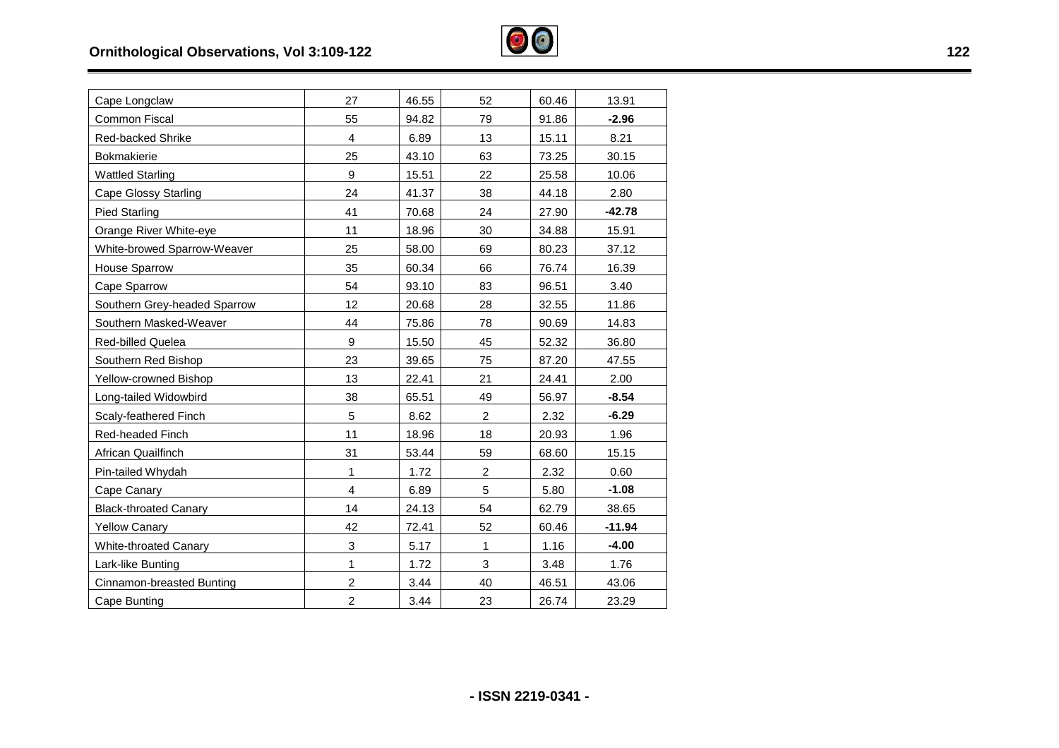| | | | | | |
|---|---|---|---|---|---|
| Cape Longclaw | 27 | 46.55 | 52 | 60.46 | 13.91 |
| Common Fiscal | 55 | 94.82 | 79 | 91.86 | **-2.96** |
| Red-backed Shrike | 4 | 6.89 | 13 | 15.11 | 8.21 |
| Bokmakierie | 25 | 43.10 | 63 | 73.25 | 30.15 |
| Wattled Starling | 9 | 15.51 | 22 | 25.58 | 10.06 |
| Cape Glossy Starling | 24 | 41.37 | 38 | 44.18 | 2.80 |
| Pied Starling | 41 | 70.68 | 24 | 27.90 | **-42.78** |
| Orange River White-eye | 11 | 18.96 | 30 | 34.88 | 15.91 |
| White-browed Sparrow-Weaver | 25 | 58.00 | 69 | 80.23 | 37.12 |
| House Sparrow | 35 | 60.34 | 66 | 76.74 | 16.39 |
| Cape Sparrow | 54 | 93.10 | 83 | 96.51 | 3.40 |
| Southern Grey-headed Sparrow | 12 | 20.68 | 28 | 32.55 | 11.86 |
| Southern Masked-Weaver | 44 | 75.86 | 78 | 90.69 | 14.83 |
| Red-billed Quelea | 9 | 15.50 | 45 | 52.32 | 36.80 |
| Southern Red Bishop | 23 | 39.65 | 75 | 87.20 | 47.55 |
| Yellow-crowned Bishop | 13 | 22.41 | 21 | 24.41 | 2.00 |
| Long-tailed Widowbird | 38 | 65.51 | 49 | 56.97 | **-8.54** |
| Scaly-feathered Finch | 5 | 8.62 | 2 | 2.32 | **-6.29** |
| Red-headed Finch | 11 | 18.96 | 18 | 20.93 | 1.96 |
| African Quailfinch | 31 | 53.44 | 59 | 68.60 | 15.15 |
| Pin-tailed Whydah | 1 | 1.72 | 2 | 2.32 | 0.60 |
| Cape Canary | 4 | 6.89 | 5 | 5.80 | **-1.08** |
| Black-throated Canary | 14 | 24.13 | 54 | 62.79 | 38.65 |
| Yellow Canary | 42 | 72.41 | 52 | 60.46 | **-11.94** |
| White-throated Canary | 3 | 5.17 | 1 | 1.16 | **-4.00** |
| Lark-like Bunting | 1 | 1.72 | 3 | 3.48 | 1.76 |
| Cinnamon-breasted Bunting | 2 | 3.44 | 40 | 46.51 | 43.06 |
| Cape Bunting | 2 | 3.44 | 23 | 26.74 | 23.29 |